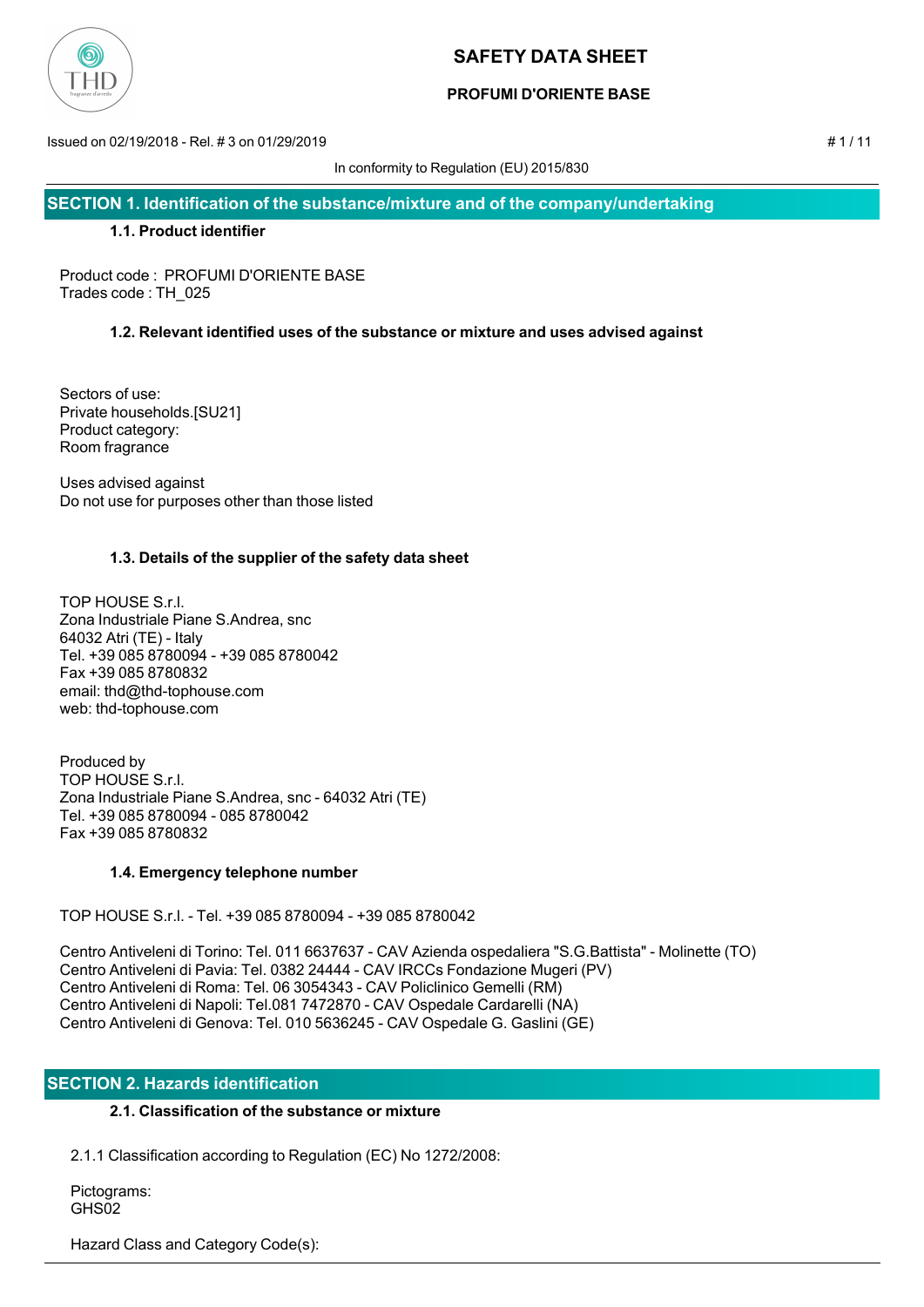# SAFETY DATA SHEET

## PROFUMI D'ORIENTE BASE

Issued on 02/19/2018 - Rel. # 3 on 01/29/2019

In conformity to Regulation (EU) 2015/830

## SECTION 1. Identification of the substance/mixture and of the company/undertaking

### 1.1. Product identifier

Product code : PROFUMI D'ORIENTE BASE
Trades code : TH_025

### 1.2. Relevant identified uses of the substance or mixture and uses advised against

Sectors of use:
Private households.[SU21]
Product category:
Room fragrance

Uses advised against
Do not use for purposes other than those listed

### 1.3. Details of the supplier of the safety data sheet

TOP HOUSE S.r.l.
Zona Industriale Piane S.Andrea, snc
64032 Atri (TE) - Italy
Tel. +39 085 8780094 - +39 085 8780042
Fax +39 085 8780832
email: thd@thd-tophouse.com
web: thd-tophouse.com

Produced by
TOP HOUSE S.r.l.
Zona Industriale Piane S.Andrea, snc - 64032 Atri (TE)
Tel. +39 085 8780094 - 085 8780042
Fax +39 085 8780832

### 1.4. Emergency telephone number

TOP HOUSE S.r.l. - Tel. +39 085 8780094 - +39 085 8780042

Centro Antiveleni di Torino: Tel. 011 6637637 - CAV Azienda ospedaliera "S.G.Battista" - Molinette (TO)
Centro Antiveleni di Pavia: Tel. 0382 24444 - CAV IRCCs Fondazione Mugeri (PV)
Centro Antiveleni di Roma: Tel. 06 3054343 - CAV Policlinico Gemelli (RM)
Centro Antiveleni di Napoli: Tel.081 7472870 - CAV Ospedale Cardarelli (NA)
Centro Antiveleni di Genova: Tel. 010 5636245 - CAV Ospedale G. Gaslini (GE)

## SECTION 2. Hazards identification

### 2.1. Classification of the substance or mixture

2.1.1 Classification according to Regulation (EC) No 1272/2008:

Pictograms:
GHS02

Hazard Class and Category Code(s):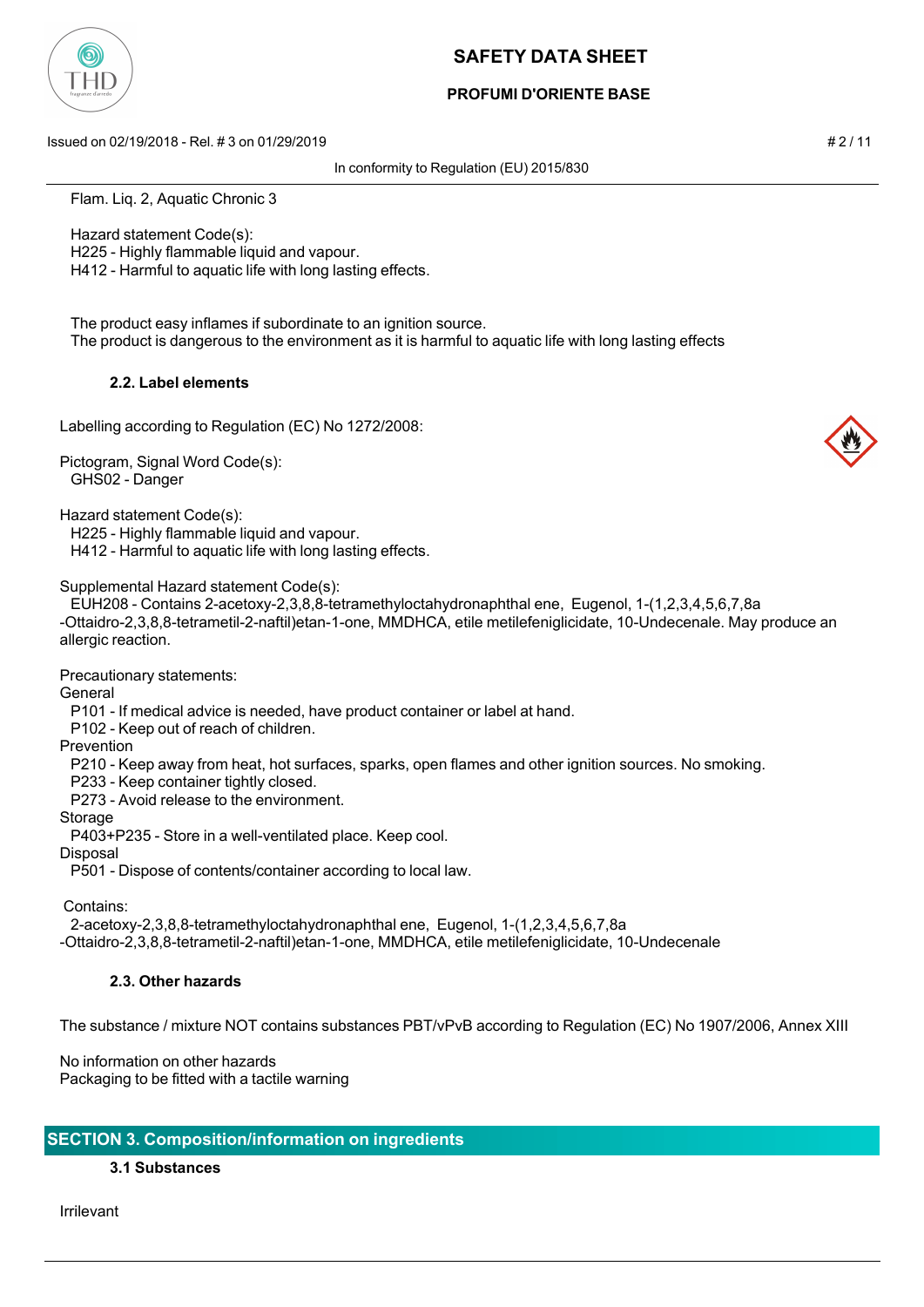Flam. Liq. 2, Aquatic Chronic 3

Hazard statement Code(s):
H225 - Highly flammable liquid and vapour.
H412 - Harmful to aquatic life with long lasting effects.

The product easy inflames if subordinate to an ignition source.
The product is dangerous to the environment as it is harmful to aquatic life with long lasting effects

#### 2.2. Label elements

Labelling according to Regulation (EC) No 1272/2008:

Pictogram, Signal Word Code(s):
GHS02 - Danger

Hazard statement Code(s):
H225 - Highly flammable liquid and vapour.
H412 - Harmful to aquatic life with long lasting effects.

Supplemental Hazard statement Code(s):
EUH208 - Contains 2-acetoxy-2,3,8,8-tetramethyloctahydronaphthal ene, Eugenol, 1-(1,2,3,4,5,6,7,8a -Ottaidro-2,3,8,8-tetrametil-2-naftil)etan-1-one, MMDHCA, etile metilefeniglicidate, 10-Undecenale. May produce an allergic reaction.

Precautionary statements:

General
P101 - If medical advice is needed, have product container or label at hand.
P102 - Keep out of reach of children.

Prevention
P210 - Keep away from heat, hot surfaces, sparks, open flames and other ignition sources. No smoking.
P233 - Keep container tightly closed.
P273 - Avoid release to the environment.

Storage
P403+P235 - Store in a well-ventilated place. Keep cool.

Disposal
P501 - Dispose of contents/container according to local law.

Contains:
2-acetoxy-2,3,8,8-tetramethyloctahydronaphthal ene, Eugenol, 1-(1,2,3,4,5,6,7,8a -Ottaidro-2,3,8,8-tetrametil-2-naftil)etan-1-one, MMDHCA, etile metilefeniglicidate, 10-Undecenale

#### 2.3. Other hazards

The substance / mixture NOT contains substances PBT/vPvB according to Regulation (EC) No 1907/2006, Annex XIII

No information on other hazards
Packaging to be fitted with a tactile warning

## SECTION 3. Composition/information on ingredients

#### 3.1 Substances

Irrilevant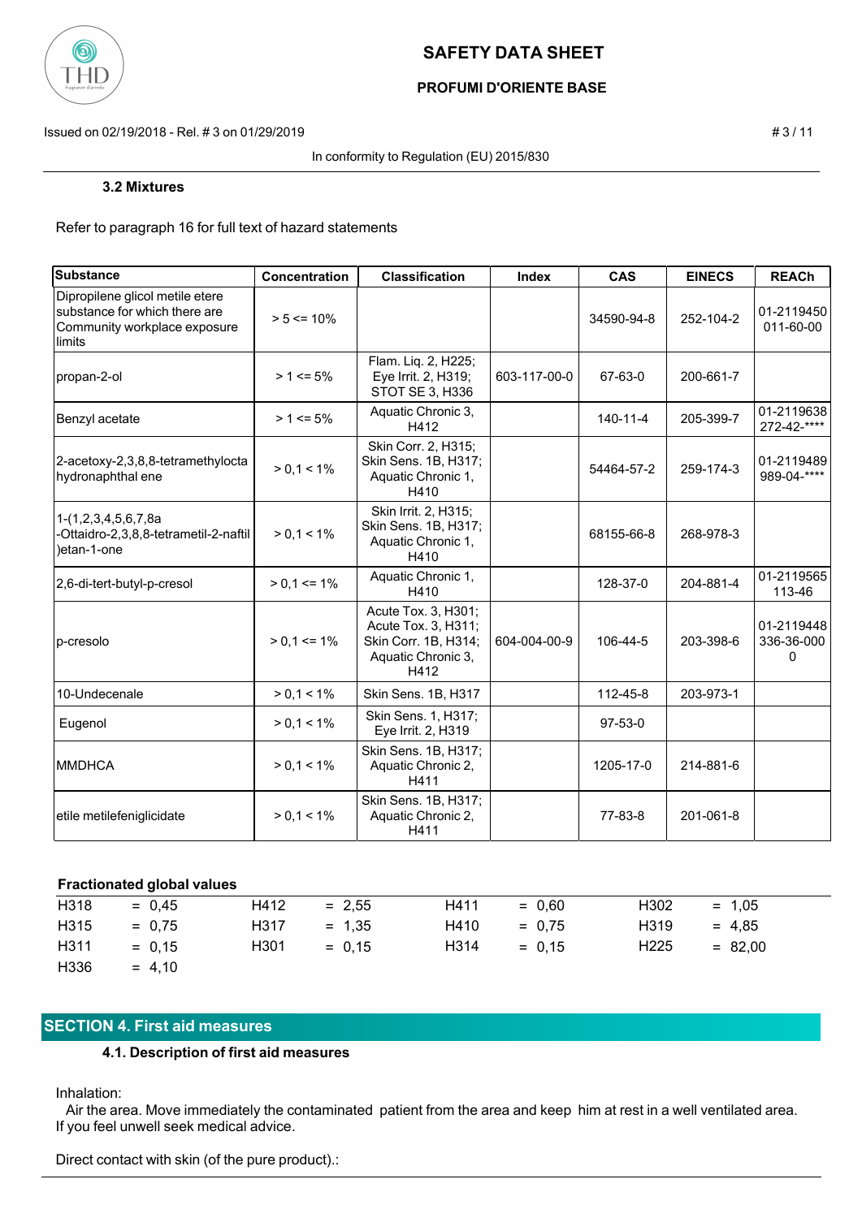### 3.2 Mixtures

Refer to paragraph 16 for full text of hazard statements

| Substance | Concentration | Classification | Index | CAS | EINECS | REACh |
|---|---|---|---|---|---|---|
| Dipropilene glicol metile etere substance for which there are Community workplace exposure limits | > 5 <= 10% | | | 34590-94-8 | 252-104-2 | 01-2119450011-60-00 |
| propan-2-ol | > 1 <= 5% | Flam. Liq. 2, H225; Eye Irrit. 2, H319; STOT SE 3, H336 | 603-117-00-0 | 67-63-0 | 200-661-7 | |
| Benzyl acetate | > 1 <= 5% | Aquatic Chronic 3, H412 | | 140-11-4 | 205-399-7 | 01-2119638272-42-**** |
| 2-acetoxy-2,3,8,8-tetramethylocta hydronaphthal ene | > 0,1 < 1% | Skin Corr. 2, H315; Skin Sens. 1B, H317; Aquatic Chronic 1, H410 | | 54464-57-2 | 259-174-3 | 01-2119489989-04-**** |
| 1-(1,2,3,4,5,6,7,8a -Ottaidro-2,3,8,8-tetrametil-2-naftil )etan-1-one | > 0,1 < 1% | Skin Irrit. 2, H315; Skin Sens. 1B, H317; Aquatic Chronic 1, H410 | | 68155-66-8 | 268-978-3 | |
| 2,6-di-tert-butyl-p-cresol | > 0,1 <= 1% | Aquatic Chronic 1, H410 | | 128-37-0 | 204-881-4 | 01-2119565113-46 |
| p-cresolo | > 0,1 <= 1% | Acute Tox. 3, H301; Acute Tox. 3, H311; Skin Corr. 1B, H314; Aquatic Chronic 3, H412 | 604-004-00-9 | 106-44-5 | 203-398-6 | 01-2119448336-36-0000 |
| 10-Undecenale | > 0,1 < 1% | Skin Sens. 1B, H317 | | 112-45-8 | 203-973-1 | |
| Eugenol | > 0,1 < 1% | Skin Sens. 1, H317; Eye Irrit. 2, H319 | | 97-53-0 | | |
| MMDHCA | > 0,1 < 1% | Skin Sens. 1B, H317; Aquatic Chronic 2, H411 | | 1205-17-0 | 214-881-6 | |
| etile metilefeniglicidate | > 0,1 < 1% | Skin Sens. 1B, H317; Aquatic Chronic 2, H411 | | 77-83-8 | 201-061-8 | |

**Fractionated global values**

| | | | | | | | |
|---|---|---|---|---|---|---|---|
| H318 | = 0,45 | H412 | = 2,55 | H411 | = 0,60 | H302 | = 1,05 |
| H315 | = 0,75 | H317 | = 1,35 | H410 | = 0,75 | H319 | = 4,85 |
| H311 | = 0,15 | H301 | = 0,15 | H314 | = 0,15 | H225 | = 82,00 |
| H336 | = 4,10 | | | | | | |

## SECTION 4. First aid measures

### 4.1. Description of first aid measures

Inhalation:
Air the area. Move immediately the contaminated patient from the area and keep him at rest in a well ventilated area. If you feel unwell seek medical advice.

Direct contact with skin (of the pure product).: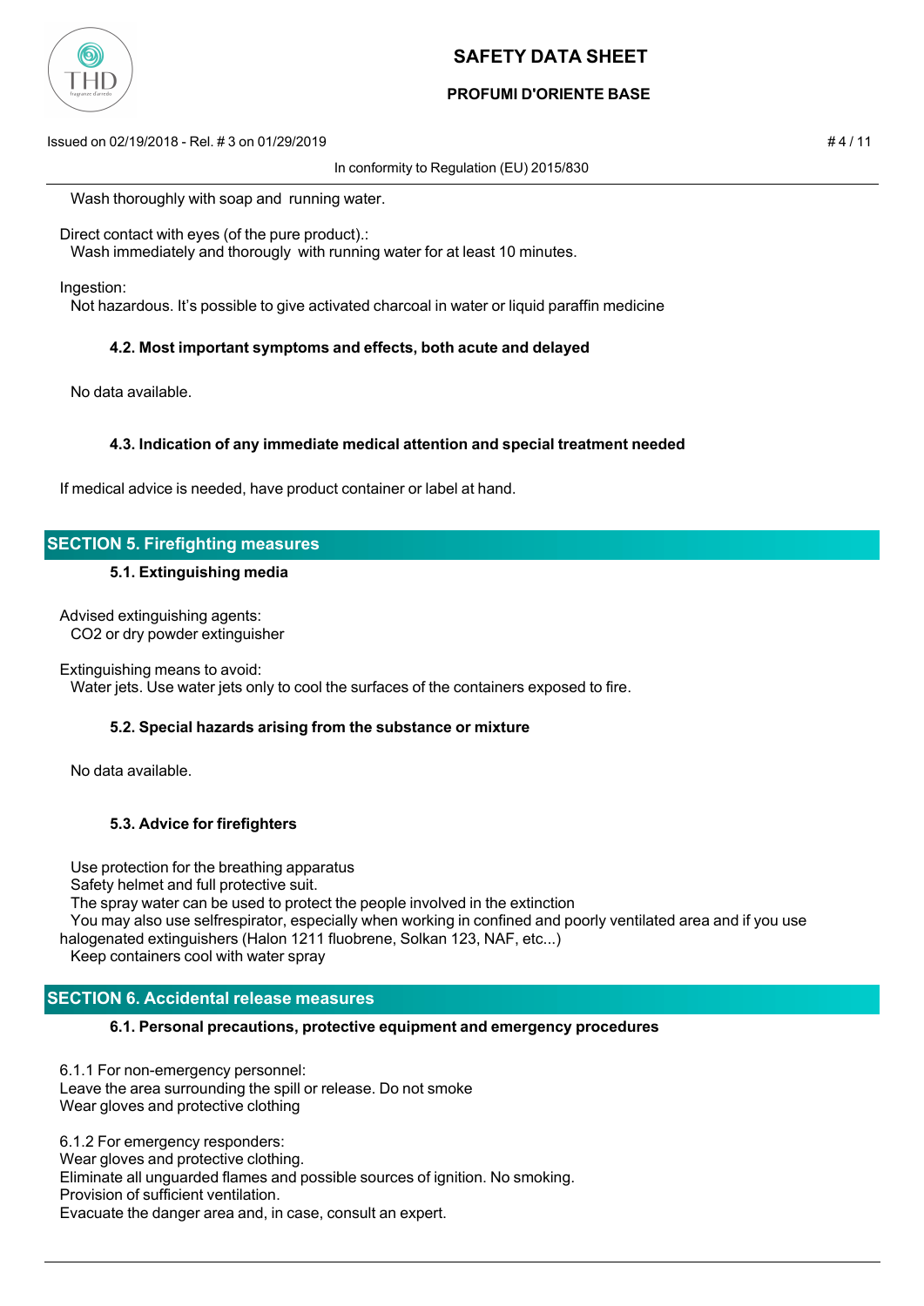Wash thoroughly with soap and running water.

Direct contact with eyes (of the pure product).:
Wash immediately and thorougly with running water for at least 10 minutes.

Ingestion:
Not hazardous. It's possible to give activated charcoal in water or liquid paraffin medicine

### 4.2. Most important symptoms and effects, both acute and delayed

No data available.

### 4.3. Indication of any immediate medical attention and special treatment needed

If medical advice is needed, have product container or label at hand.

## SECTION 5. Firefighting measures

### 5.1. Extinguishing media

Advised extinguishing agents:
CO2 or dry powder extinguisher

Extinguishing means to avoid:
Water jets. Use water jets only to cool the surfaces of the containers exposed to fire.

### 5.2. Special hazards arising from the substance or mixture

No data available.

### 5.3. Advice for firefighters

Use protection for the breathing apparatus
Safety helmet and full protective suit.
The spray water can be used to protect the people involved in the extinction
You may also use selfrespirator, especially when working in confined and poorly ventilated area and if you use halogenated extinguishers (Halon 1211 fluobrene, Solkan 123, NAF, etc...)
Keep containers cool with water spray

## SECTION 6. Accidental release measures

### 6.1. Personal precautions, protective equipment and emergency procedures

6.1.1 For non-emergency personnel:
Leave the area surrounding the spill or release. Do not smoke
Wear gloves and protective clothing

6.1.2 For emergency responders:
Wear gloves and protective clothing.
Eliminate all unguarded flames and possible sources of ignition. No smoking.
Provision of sufficient ventilation.
Evacuate the danger area and, in case, consult an expert.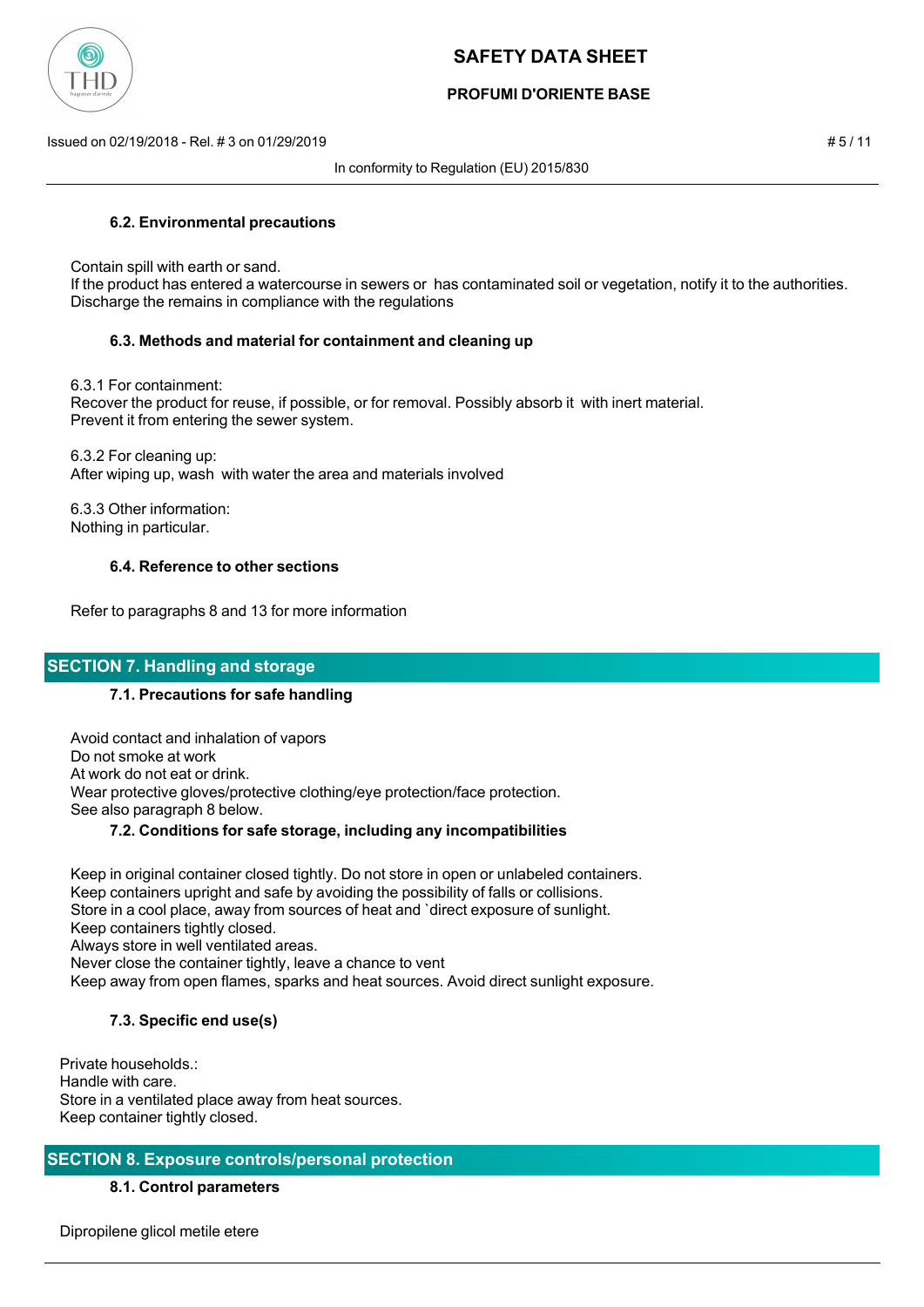#### 6.2. Environmental precautions

Contain spill with earth or sand.
If the product has entered a watercourse in sewers or has contaminated soil or vegetation, notify it to the authorities.
Discharge the remains in compliance with the regulations

#### 6.3. Methods and material for containment and cleaning up

6.3.1 For containment:
Recover the product for reuse, if possible, or for removal. Possibly absorb it with inert material.
Prevent it from entering the sewer system.

6.3.2 For cleaning up:
After wiping up, wash with water the area and materials involved

6.3.3 Other information:
Nothing in particular.

#### 6.4. Reference to other sections

Refer to paragraphs 8 and 13 for more information

## SECTION 7. Handling and storage

#### 7.1. Precautions for safe handling

Avoid contact and inhalation of vapors
Do not smoke at work
At work do not eat or drink.
Wear protective gloves/protective clothing/eye protection/face protection.
See also paragraph 8 below.

#### 7.2. Conditions for safe storage, including any incompatibilities

Keep in original container closed tightly. Do not store in open or unlabeled containers.
Keep containers upright and safe by avoiding the possibility of falls or collisions.
Store in a cool place, away from sources of heat and `direct exposure of sunlight.
Keep containers tightly closed.
Always store in well ventilated areas.
Never close the container tightly, leave a chance to vent
Keep away from open flames, sparks and heat sources. Avoid direct sunlight exposure.

#### 7.3. Specific end use(s)

Private households.:
Handle with care.
Store in a ventilated place away from heat sources.
Keep container tightly closed.

## SECTION 8. Exposure controls/personal protection

#### 8.1. Control parameters

Dipropilene glicol metile etere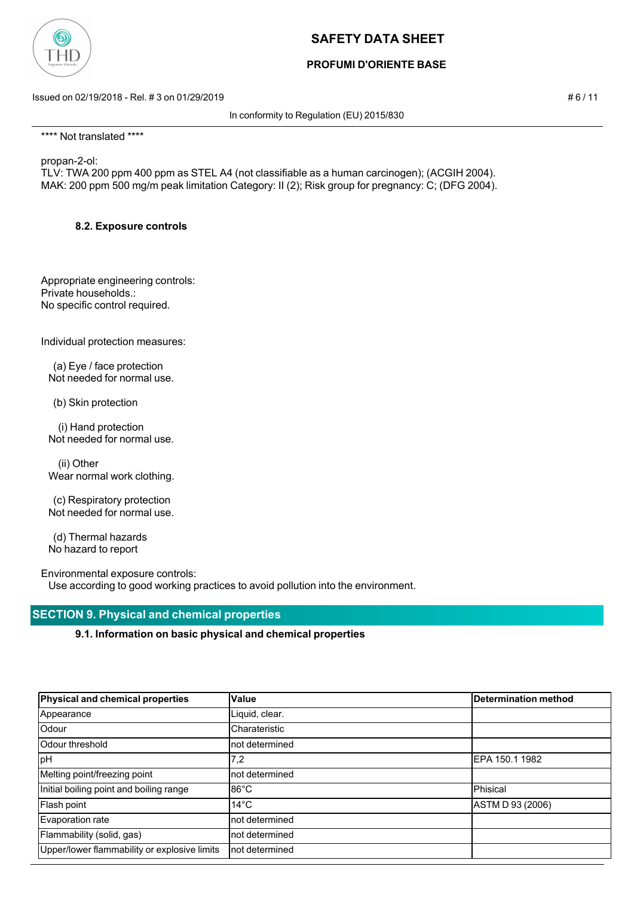**** Not translated ****

propan-2-ol:
TLV: TWA 200 ppm 400 ppm as STEL A4 (not classifiable as a human carcinogen); (ACGIH 2004).
MAK: 200 ppm 500 mg/m peak limitation Category: II (2); Risk group for pregnancy: C; (DFG 2004).

### 8.2. Exposure controls

Appropriate engineering controls:
Private households.:
No specific control required.

Individual protection measures:

(a) Eye / face protection
Not needed for normal use.

(b) Skin protection

(i) Hand protection
Not needed for normal use.

(ii) Other
Wear normal work clothing.

(c) Respiratory protection
Not needed for normal use.

(d) Thermal hazards
No hazard to report

Environmental exposure controls:
Use according to good working practices to avoid pollution into the environment.

## SECTION 9. Physical and chemical properties

### 9.1. Information on basic physical and chemical properties

| Physical and chemical properties | Value | Determination method |
|---|---|---|
| Appearance | Liquid, clear. | |
| Odour | Charateristic | |
| Odour threshold | not determined | |
| pH | 7,2 | EPA 150.1 1982 |
| Melting point/freezing point | not determined | |
| Initial boiling point and boiling range | 86°C | Phisical |
| Flash point | 14°C | ASTM D 93 (2006) |
| Evaporation rate | not determined | |
| Flammability (solid, gas) | not determined | |
| Upper/lower flammability or explosive limits | not determined | |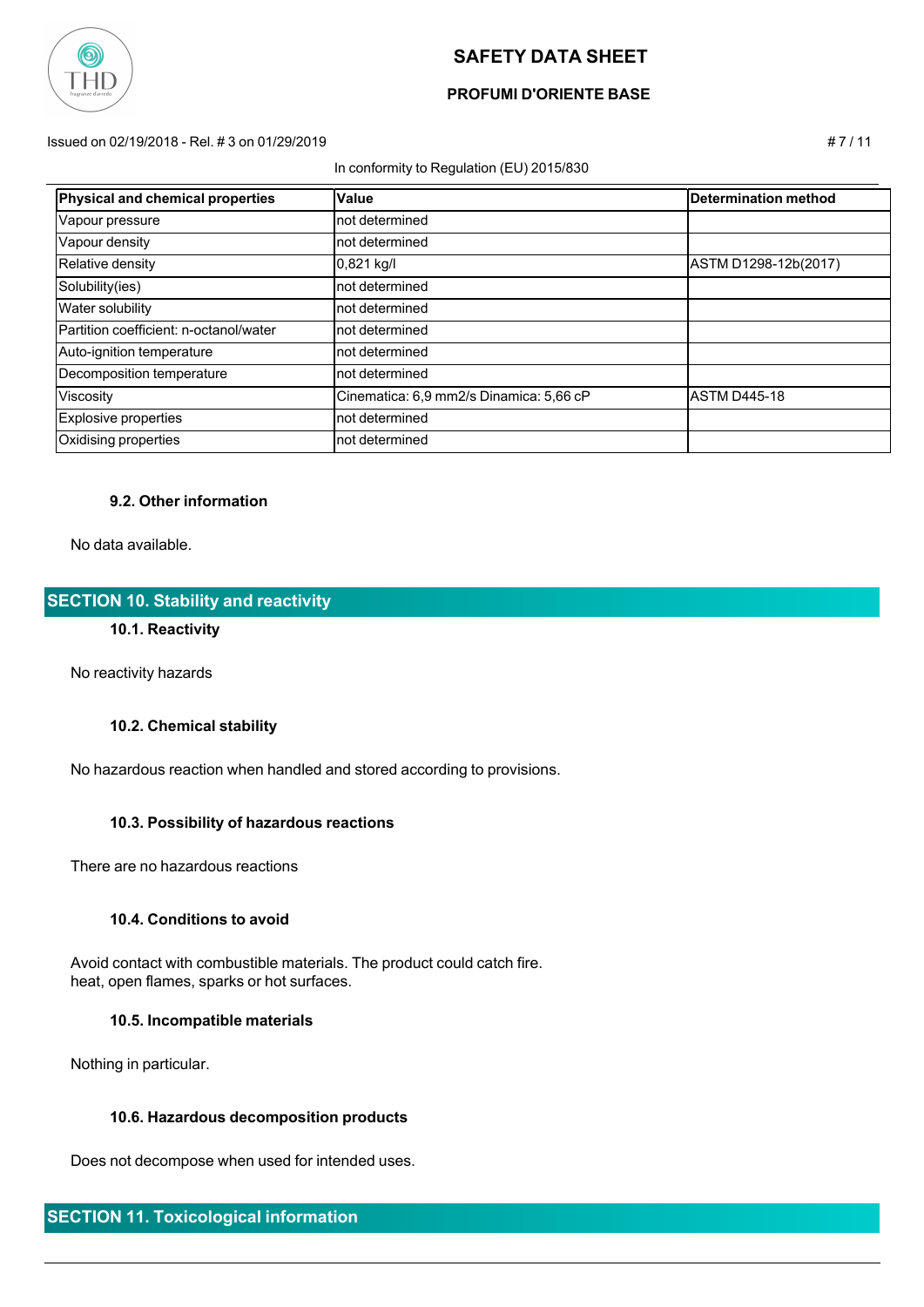| Physical and chemical properties | Value | Determination method |
| --- | --- | --- |
| Vapour pressure | not determined | |
| Vapour density | not determined | |
| Relative density | 0,821 kg/l | ASTM D1298-12b(2017) |
| Solubility(ies) | not determined | |
| Water solubility | not determined | |
| Partition coefficient: n-octanol/water | not determined | |
| Auto-ignition temperature | not determined | |
| Decomposition temperature | not determined | |
| Viscosity | Cinematica: 6,9 mm2/s Dinamica: 5,66 cP | ASTM D445-18 |
| Explosive properties | not determined | |
| Oxidising properties | not determined | |

### 9.2. Other information

No data available.

## SECTION 10. Stability and reactivity

### 10.1. Reactivity

No reactivity hazards

### 10.2. Chemical stability

No hazardous reaction when handled and stored according to provisions.

### 10.3. Possibility of hazardous reactions

There are no hazardous reactions

### 10.4. Conditions to avoid

Avoid contact with combustible materials. The product could catch fire.
heat, open flames, sparks or hot surfaces.

### 10.5. Incompatible materials

Nothing in particular.

### 10.6. Hazardous decomposition products

Does not decompose when used for intended uses.

## SECTION 11. Toxicological information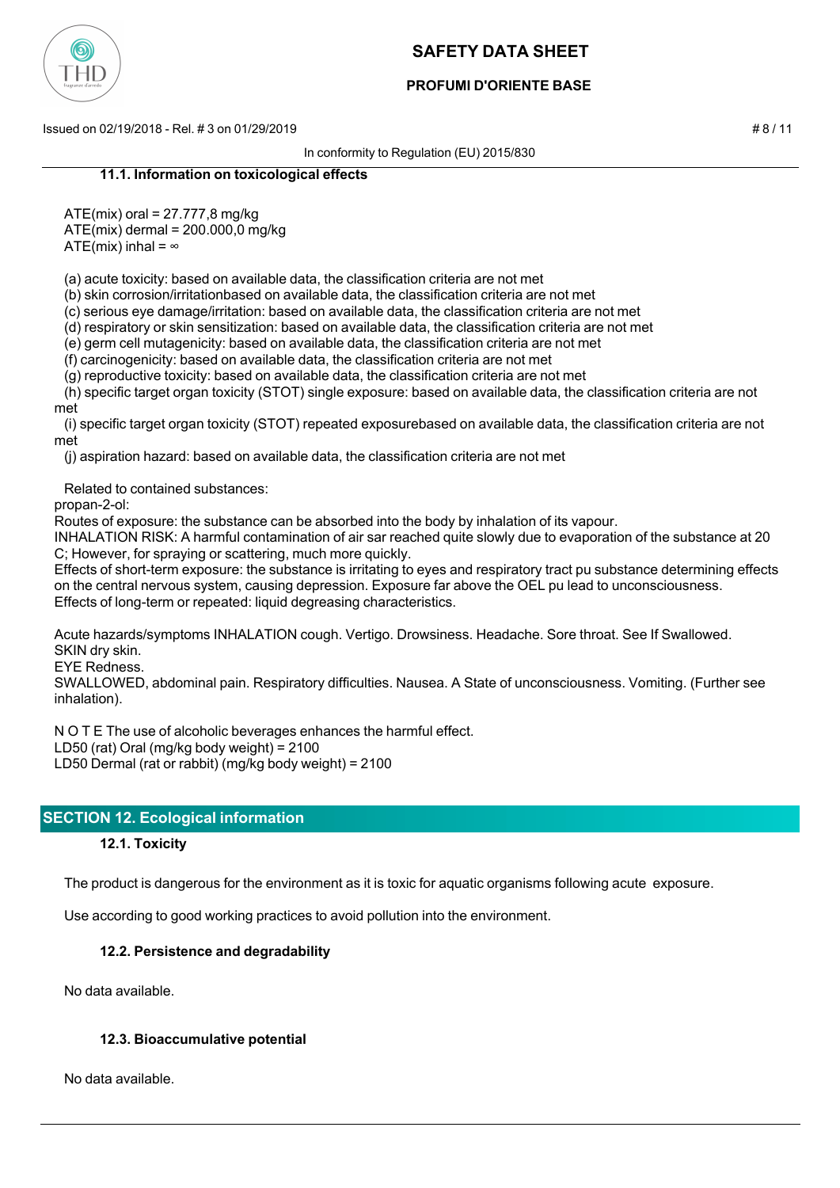### 11.1. Information on toxicological effects

ATE(mix) oral = 27.777,8 mg/kg
ATE(mix) dermal = 200.000,0 mg/kg
ATE(mix) inhal = ∞

(a) acute toxicity: based on available data, the classification criteria are not met
(b) skin corrosion/irritationbased on available data, the classification criteria are not met
(c) serious eye damage/irritation: based on available data, the classification criteria are not met
(d) respiratory or skin sensitization: based on available data, the classification criteria are not met
(e) germ cell mutagenicity: based on available data, the classification criteria are not met
(f) carcinogenicity: based on available data, the classification criteria are not met
(g) reproductive toxicity: based on available data, the classification criteria are not met
(h) specific target organ toxicity (STOT) single exposure: based on available data, the classification criteria are not met
(i) specific target organ toxicity (STOT) repeated exposurebased on available data, the classification criteria are not met
(j) aspiration hazard: based on available data, the classification criteria are not met

Related to contained substances:
propan-2-ol:
Routes of exposure: the substance can be absorbed into the body by inhalation of its vapour.
INHALATION RISK: A harmful contamination of air sar reached quite slowly due to evaporation of the substance at 20 C; However, for spraying or scattering, much more quickly.
Effects of short-term exposure: the substance is irritating to eyes and respiratory tract pu substance determining effects on the central nervous system, causing depression. Exposure far above the OEL pu lead to unconsciousness.
Effects of long-term or repeated: liquid degreasing characteristics.

Acute hazards/symptoms INHALATION cough. Vertigo. Drowsiness. Headache. Sore throat. See If Swallowed.
SKIN dry skin.
EYE Redness.
SWALLOWED, abdominal pain. Respiratory difficulties. Nausea. A State of unconsciousness. Vomiting. (Further see inhalation).

N O T E The use of alcoholic beverages enhances the harmful effect.
LD50 (rat) Oral (mg/kg body weight) = 2100
LD50 Dermal (rat or rabbit) (mg/kg body weight) = 2100

## SECTION 12. Ecological information

### 12.1. Toxicity

The product is dangerous for the environment as it is toxic for aquatic organisms following acute exposure.

Use according to good working practices to avoid pollution into the environment.

### 12.2. Persistence and degradability

No data available.

### 12.3. Bioaccumulative potential

No data available.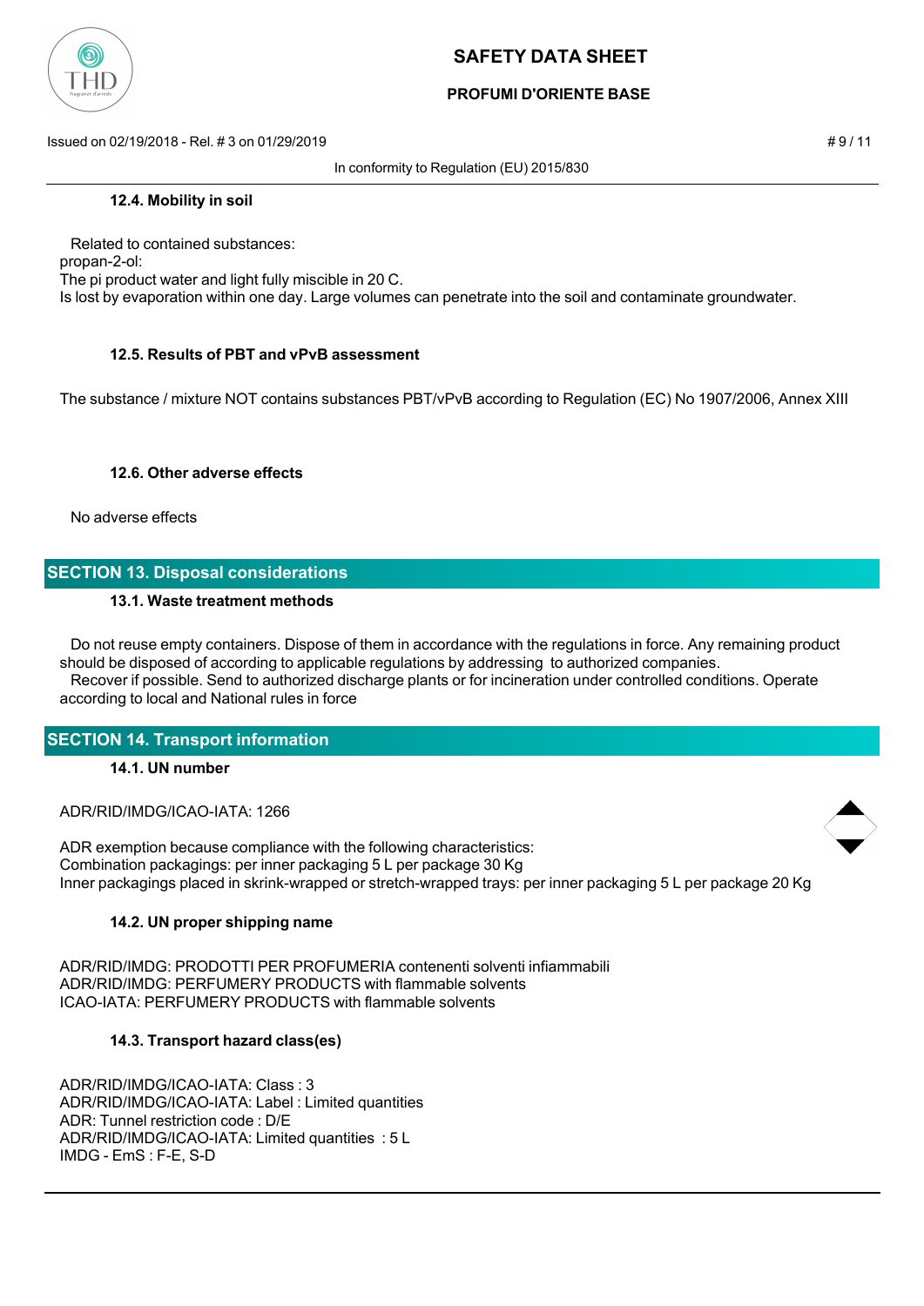#### 12.4. Mobility in soil

Related to contained substances:
propan-2-ol:
The pi product water and light fully miscible in 20 C.
Is lost by evaporation within one day. Large volumes can penetrate into the soil and contaminate groundwater.

#### 12.5. Results of PBT and vPvB assessment

The substance / mixture NOT contains substances PBT/vPvB according to Regulation (EC) No 1907/2006, Annex XIII

#### 12.6. Other adverse effects

No adverse effects

## SECTION 13. Disposal considerations

#### 13.1. Waste treatment methods

Do not reuse empty containers. Dispose of them in accordance with the regulations in force. Any remaining product should be disposed of according to applicable regulations by addressing to authorized companies.
Recover if possible. Send to authorized discharge plants or for incineration under controlled conditions. Operate according to local and National rules in force

## SECTION 14. Transport information

#### 14.1. UN number

ADR/RID/IMDG/ICAO-IATA: 1266

ADR exemption because compliance with the following characteristics:
Combination packagings: per inner packaging 5 L per package 30 Kg
Inner packagings placed in skrink-wrapped or stretch-wrapped trays: per inner packaging 5 L per package 20 Kg

#### 14.2. UN proper shipping name

ADR/RID/IMDG: PRODOTTI PER PROFUMERIA contenenti solventi infiammabili
ADR/RID/IMDG: PERFUMERY PRODUCTS with flammable solvents
ICAO-IATA: PERFUMERY PRODUCTS with flammable solvents

#### 14.3. Transport hazard class(es)

ADR/RID/IMDG/ICAO-IATA: Class : 3
ADR/RID/IMDG/ICAO-IATA: Label : Limited quantities
ADR: Tunnel restriction code : D/E
ADR/RID/IMDG/ICAO-IATA: Limited quantities : 5 L
IMDG - EmS : F-E, S-D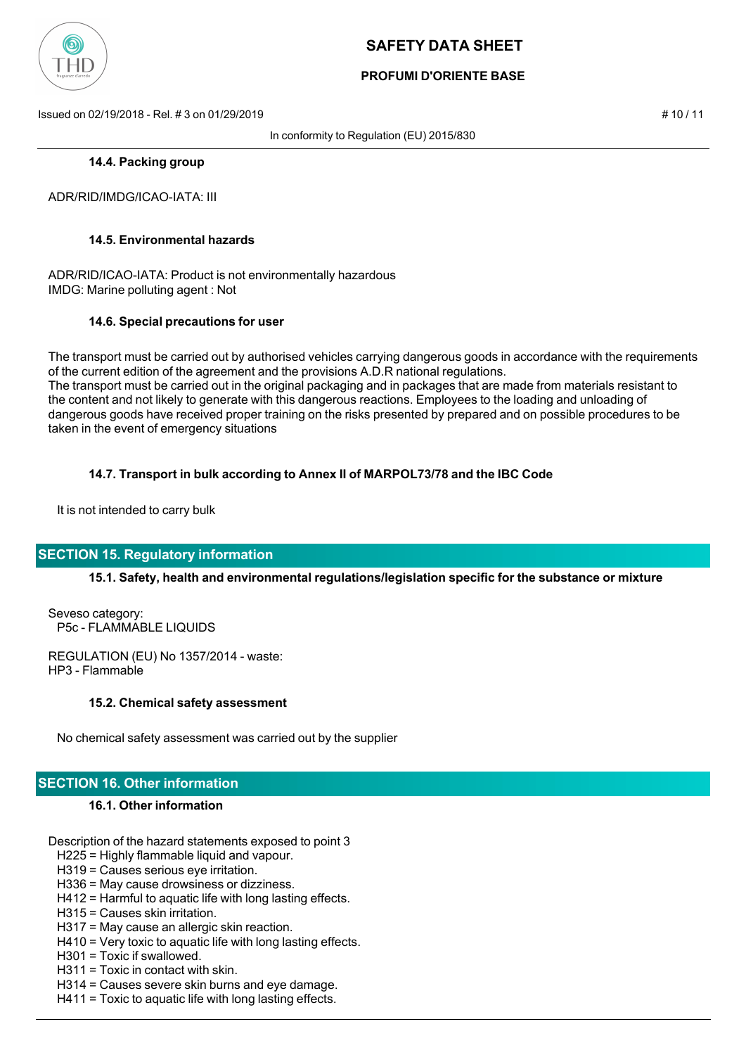#### 14.4. Packing group

ADR/RID/IMDG/ICAO-IATA: III

#### 14.5. Environmental hazards

ADR/RID/ICAO-IATA: Product is not environmentally hazardous
IMDG: Marine polluting agent : Not

#### 14.6. Special precautions for user

The transport must be carried out by authorised vehicles carrying dangerous goods in accordance with the requirements of the current edition of the agreement and the provisions A.D.R national regulations.
The transport must be carried out in the original packaging and in packages that are made from materials resistant to the content and not likely to generate with this dangerous reactions. Employees to the loading and unloading of dangerous goods have received proper training on the risks presented by prepared and on possible procedures to be taken in the event of emergency situations

#### 14.7. Transport in bulk according to Annex II of MARPOL73/78 and the IBC Code

It is not intended to carry bulk

## SECTION 15. Regulatory information

#### 15.1. Safety, health and environmental regulations/legislation specific for the substance or mixture

Seveso category:
P5c - FLAMMABLE LIQUIDS

REGULATION (EU) No 1357/2014 - waste:
HP3 - Flammable

#### 15.2. Chemical safety assessment

No chemical safety assessment was carried out by the supplier

## SECTION 16. Other information

#### 16.1. Other information

Description of the hazard statements exposed to point 3
- H225 = Highly flammable liquid and vapour.
- H319 = Causes serious eye irritation.
- H336 = May cause drowsiness or dizziness.
- H412 = Harmful to aquatic life with long lasting effects.
- H315 = Causes skin irritation.
- H317 = May cause an allergic skin reaction.
- H410 = Very toxic to aquatic life with long lasting effects.
- H301 = Toxic if swallowed.
- H311 = Toxic in contact with skin.
- H314 = Causes severe skin burns and eye damage.
- H411 = Toxic to aquatic life with long lasting effects.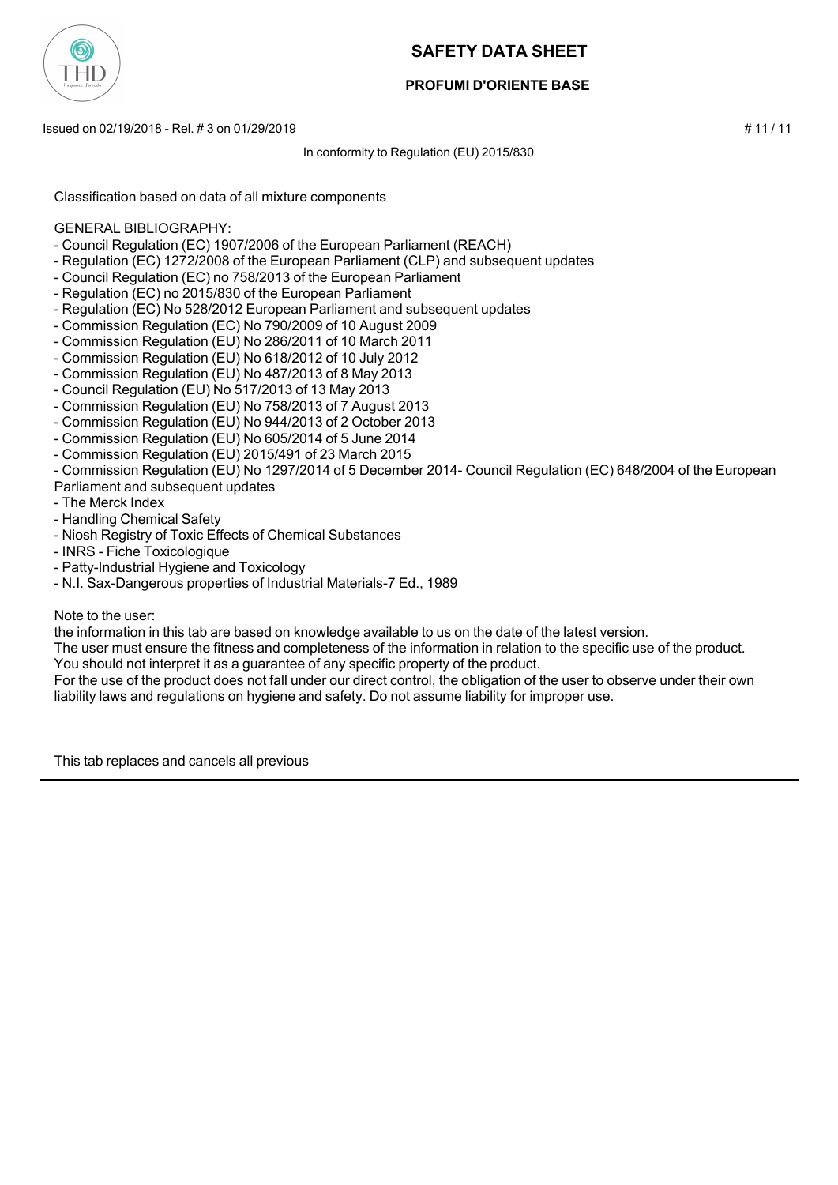Classification based on data of all mixture components

GENERAL BIBLIOGRAPHY:

- Council Regulation (EC) 1907/2006 of the European Parliament (REACH)
- Regulation (EC) 1272/2008 of the European Parliament (CLP) and subsequent updates
- Council Regulation (EC) no 758/2013 of the European Parliament
- Regulation (EC) no 2015/830 of the European Parliament
- Regulation (EC) No 528/2012 European Parliament and subsequent updates
- Commission Regulation (EC) No 790/2009 of 10 August 2009
- Commission Regulation (EU) No 286/2011 of 10 March 2011
- Commission Regulation (EU) No 618/2012 of 10 July 2012
- Commission Regulation (EU) No 487/2013 of 8 May 2013
- Council Regulation (EU) No 517/2013 of 13 May 2013
- Commission Regulation (EU) No 758/2013 of 7 August 2013
- Commission Regulation (EU) No 944/2013 of 2 October 2013
- Commission Regulation (EU) No 605/2014 of 5 June 2014
- Commission Regulation (EU) 2015/491 of 23 March 2015
- Commission Regulation (EU) No 1297/2014 of 5 December 2014- Council Regulation (EC) 648/2004 of the European Parliament and subsequent updates
- The Merck Index
- Handling Chemical Safety
- Niosh Registry of Toxic Effects of Chemical Substances
- INRS - Fiche Toxicologique
- Patty-Industrial Hygiene and Toxicology
- N.I. Sax-Dangerous properties of Industrial Materials-7 Ed., 1989

Note to the user:
the information in this tab are based on knowledge available to us on the date of the latest version.
The user must ensure the fitness and completeness of the information in relation to the specific use of the product.
You should not interpret it as a guarantee of any specific property of the product.
For the use of the product does not fall under our direct control, the obligation of the user to observe under their own liability laws and regulations on hygiene and safety. Do not assume liability for improper use.

This tab replaces and cancels all previous